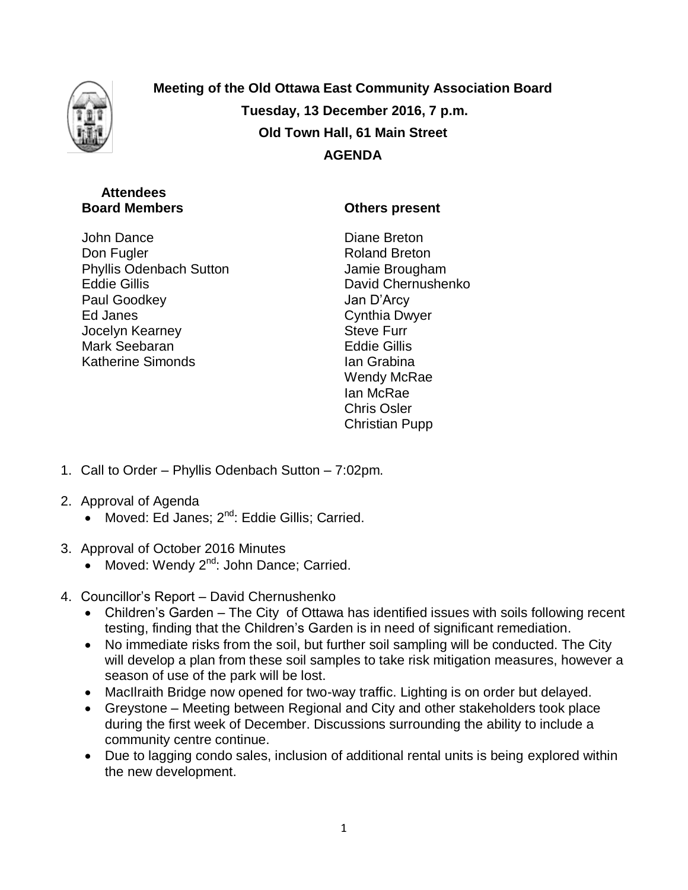**Meeting of the Old Ottawa East Community Association Board**

**Tuesday, 13 December 2016, 7 p.m.**

**Old Town Hall, 61 Main Street**

**AGENDA**

**Attendees**

**Board Members**

John Dance
Don Fugler
Phyllis Odenbach Sutton
Eddie Gillis
Paul Goodkey
Ed Janes
Jocelyn Kearney
Mark Seebaran
Katherine Simonds

**Others present**

Diane Breton
Roland Breton
Jamie Brougham
David Chernushenko
Jan D'Arcy
Cynthia Dwyer
Steve Furr
Eddie Gillis
Ian Grabina
Wendy McRae
Ian McRae
Chris Osler
Christian Pupp

1. Call to Order – Phyllis Odenbach Sutton – 7:02pm.

2. Approval of Agenda
   - Moved: Ed Janes; 2nd: Eddie Gillis; Carried.

3. Approval of October 2016 Minutes
   - Moved: Wendy 2nd: John Dance; Carried.

4. Councillor's Report – David Chernushenko
   - Children's Garden – The City of Ottawa has identified issues with soils following recent testing, finding that the Children's Garden is in need of significant remediation.
   - No immediate risks from the soil, but further soil sampling will be conducted. The City will develop a plan from these soil samples to take risk mitigation measures, however a season of use of the park will be lost.
   - MacIlraith Bridge now opened for two-way traffic. Lighting is on order but delayed.
   - Greystone – Meeting between Regional and City and other stakeholders took place during the first week of December. Discussions surrounding the ability to include a community centre continue.
   - Due to lagging condo sales, inclusion of additional rental units is being explored within the new development.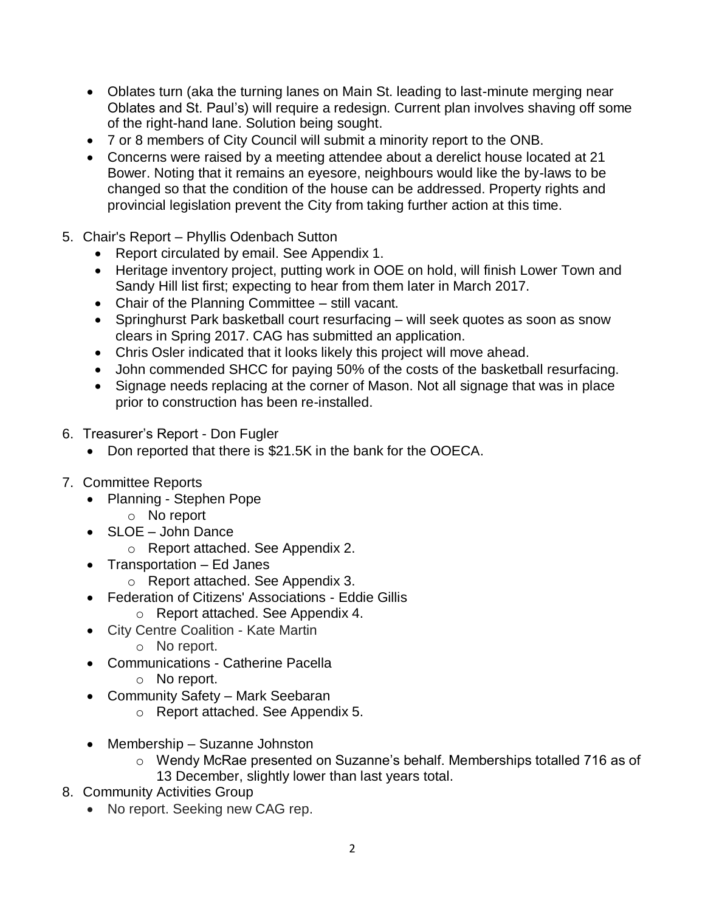- Oblates turn (aka the turning lanes on Main St. leading to last-minute merging near Oblates and St. Paul's) will require a redesign. Current plan involves shaving off some of the right-hand lane. Solution being sought.
- 7 or 8 members of City Council will submit a minority report to the ONB.
- Concerns were raised by a meeting attendee about a derelict house located at 21 Bower. Noting that it remains an eyesore, neighbours would like the by-laws to be changed so that the condition of the house can be addressed. Property rights and provincial legislation prevent the City from taking further action at this time.

5. Chair's Report – Phyllis Odenbach Sutton
    - Report circulated by email. See Appendix 1.
    - Heritage inventory project, putting work in OOE on hold, will finish Lower Town and Sandy Hill list first; expecting to hear from them later in March 2017.
    - Chair of the Planning Committee – still vacant.
    - Springhurst Park basketball court resurfacing – will seek quotes as soon as snow clears in Spring 2017. CAG has submitted an application.
    - Chris Osler indicated that it looks likely this project will move ahead.
    - John commended SHCC for paying 50% of the costs of the basketball resurfacing.
    - Signage needs replacing at the corner of Mason. Not all signage that was in place prior to construction has been re-installed.

6. Treasurer's Report - Don Fugler
    - Don reported that there is $21.5K in the bank for the OOECA.

7. Committee Reports
    - Planning - Stephen Pope
        - No report
    - SLOE – John Dance
        - Report attached. See Appendix 2.
    - Transportation – Ed Janes
        - Report attached. See Appendix 3.
    - Federation of Citizens' Associations - Eddie Gillis
        - Report attached. See Appendix 4.
    - City Centre Coalition - Kate Martin
        - No report.
    - Communications - Catherine Pacella
        - No report.
    - Community Safety – Mark Seebaran
        - Report attached. See Appendix 5.
    - Membership – Suzanne Johnston
        - Wendy McRae presented on Suzanne's behalf. Memberships totalled 716 as of 13 December, slightly lower than last years total.

8. Community Activities Group
    - No report. Seeking new CAG rep.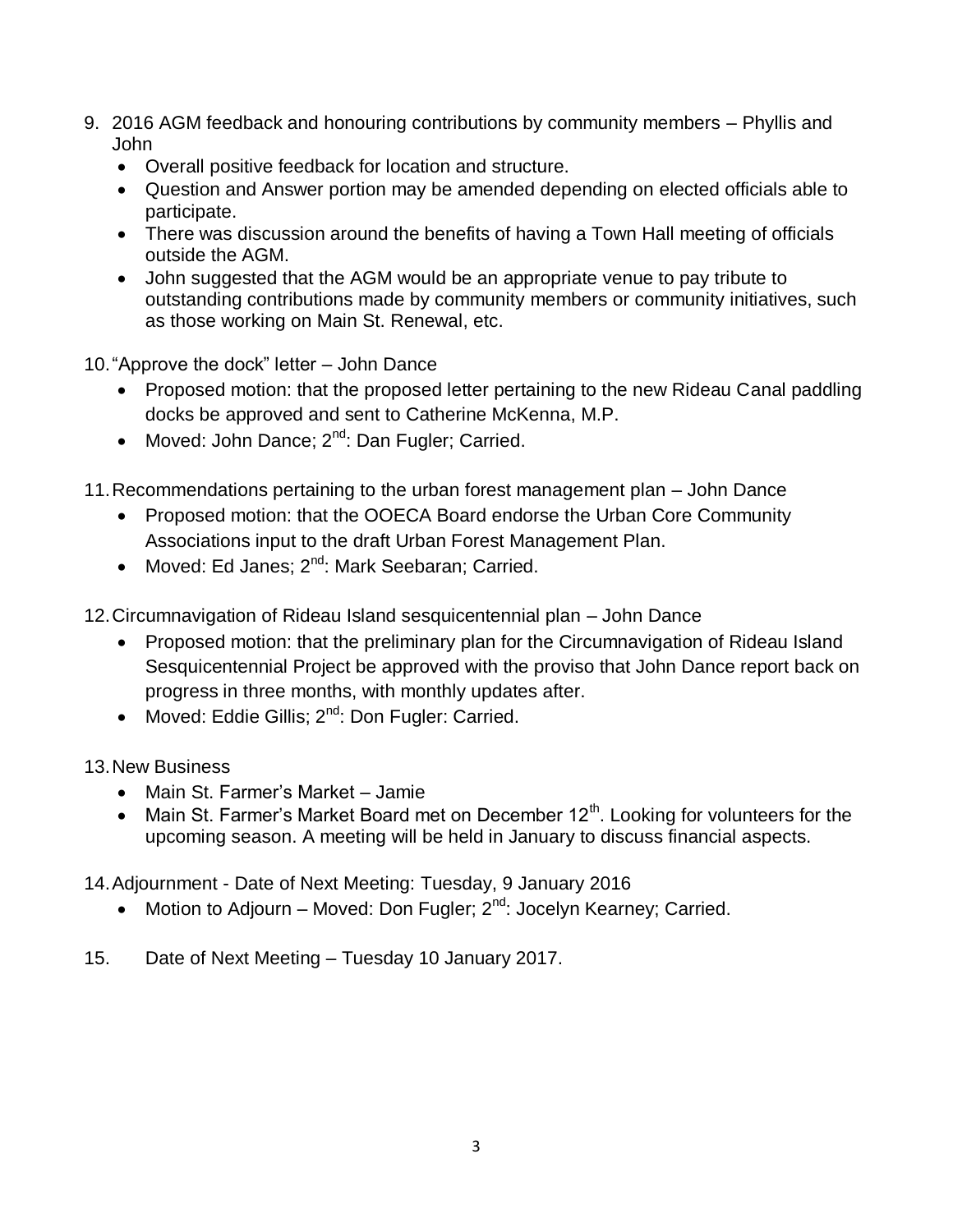9. 2016 AGM feedback and honouring contributions by community members – Phyllis and John
   - Overall positive feedback for location and structure.
   - Question and Answer portion may be amended depending on elected officials able to participate.
   - There was discussion around the benefits of having a Town Hall meeting of officials outside the AGM.
   - John suggested that the AGM would be an appropriate venue to pay tribute to outstanding contributions made by community members or community initiatives, such as those working on Main St. Renewal, etc.

10. "Approve the dock" letter – John Dance
    - Proposed motion: that the proposed letter pertaining to the new Rideau Canal paddling docks be approved and sent to Catherine McKenna, M.P.
    - Moved: John Dance; 2nd: Dan Fugler; Carried.

11. Recommendations pertaining to the urban forest management plan – John Dance
    - Proposed motion: that the OOECA Board endorse the Urban Core Community Associations input to the draft Urban Forest Management Plan.
    - Moved: Ed Janes; 2nd: Mark Seebaran; Carried.

12. Circumnavigation of Rideau Island sesquicentennial plan – John Dance
    - Proposed motion: that the preliminary plan for the Circumnavigation of Rideau Island Sesquicentennial Project be approved with the proviso that John Dance report back on progress in three months, with monthly updates after.
    - Moved: Eddie Gillis; 2nd: Don Fugler: Carried.

13. New Business
    - Main St. Farmer's Market – Jamie
    - Main St. Farmer's Market Board met on December 12th. Looking for volunteers for the upcoming season. A meeting will be held in January to discuss financial aspects.

14. Adjournment - Date of Next Meeting: Tuesday, 9 January 2016
    - Motion to Adjourn – Moved: Don Fugler; 2nd: Jocelyn Kearney; Carried.

15. Date of Next Meeting – Tuesday 10 January 2017.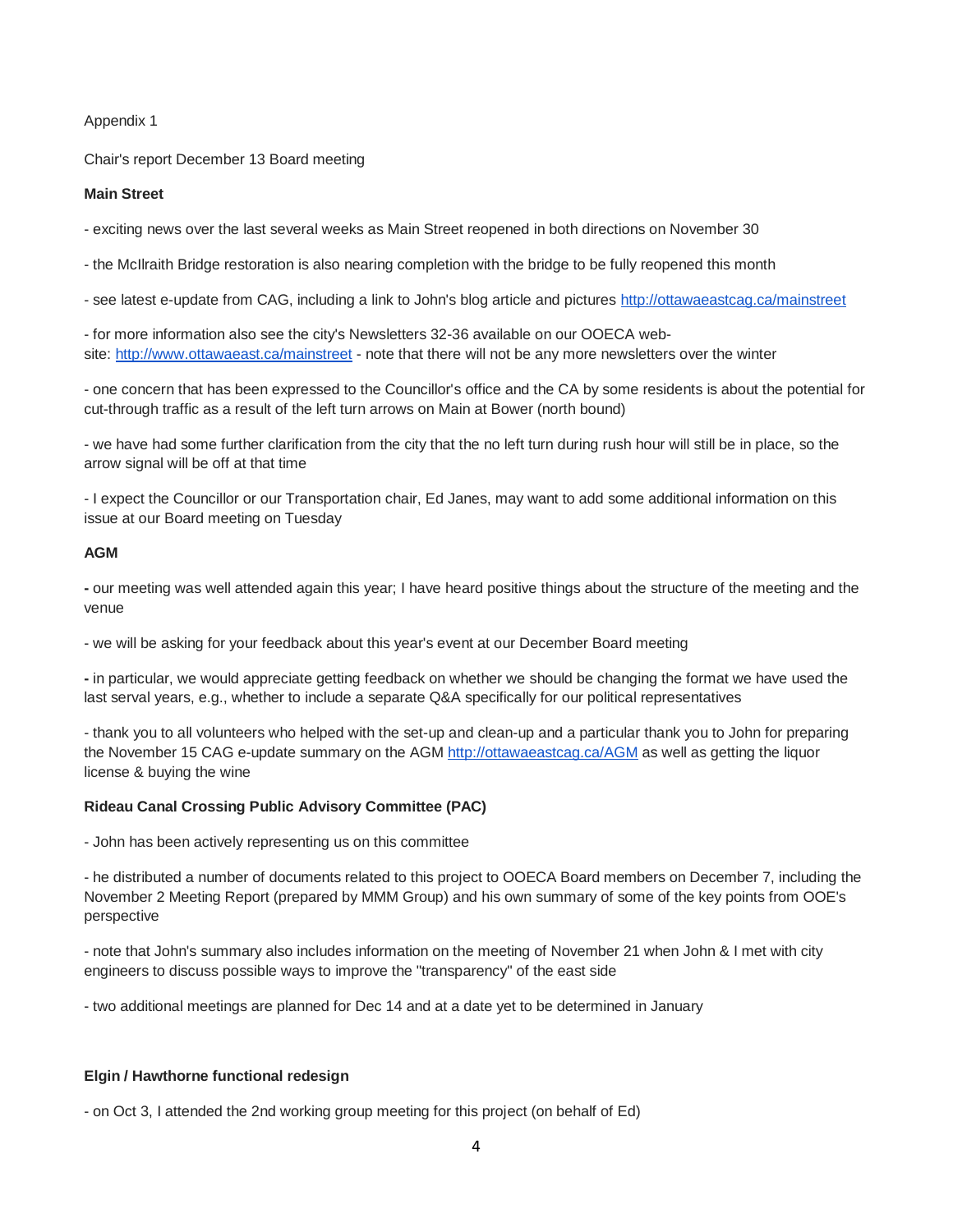Appendix 1

Chair's report December 13 Board meeting

**Main Street**

- exciting news over the last several weeks as Main Street reopened in both directions on November 30

- the McIlraith Bridge restoration is also nearing completion with the bridge to be fully reopened this month

- see latest e-update from CAG, including a link to John's blog article and pictures http://ottawaeastcag.ca/mainstreet

- for more information also see the city's Newsletters 32-36 available on our OOECA web-site: http://www.ottawaeast.ca/mainstreet - note that there will not be any more newsletters over the winter

- one concern that has been expressed to the Councillor's office and the CA by some residents is about the potential for cut-through traffic as a result of the left turn arrows on Main at Bower (north bound)

- we have had some further clarification from the city that the no left turn during rush hour will still be in place, so the arrow signal will be off at that time

- I expect the Councillor or our Transportation chair, Ed Janes, may want to add some additional information on this issue at our Board meeting on Tuesday

**AGM**

- our meeting was well attended again this year; I have heard positive things about the structure of the meeting and the venue

- we will be asking for your feedback about this year's event at our December Board meeting

- in particular, we would appreciate getting feedback on whether we should be changing the format we have used the last serval years, e.g., whether to include a separate Q&A specifically for our political representatives

- thank you to all volunteers who helped with the set-up and clean-up and a particular thank you to John for preparing the November 15 CAG e-update summary on the AGM http://ottawaeastcag.ca/AGM as well as getting the liquor license & buying the wine

**Rideau Canal Crossing Public Advisory Committee (PAC)**

- John has been actively representing us on this committee

- he distributed a number of documents related to this project to OOECA Board members on December 7, including the November 2 Meeting Report (prepared by MMM Group) and his own summary of some of the key points from OOE's perspective

- note that John's summary also includes information on the meeting of November 21 when John & I met with city engineers to discuss possible ways to improve the "transparency" of the east side

- two additional meetings are planned for Dec 14 and at a date yet to be determined in January

**Elgin / Hawthorne functional redesign**

- on Oct 3, I attended the 2nd working group meeting for this project (on behalf of Ed)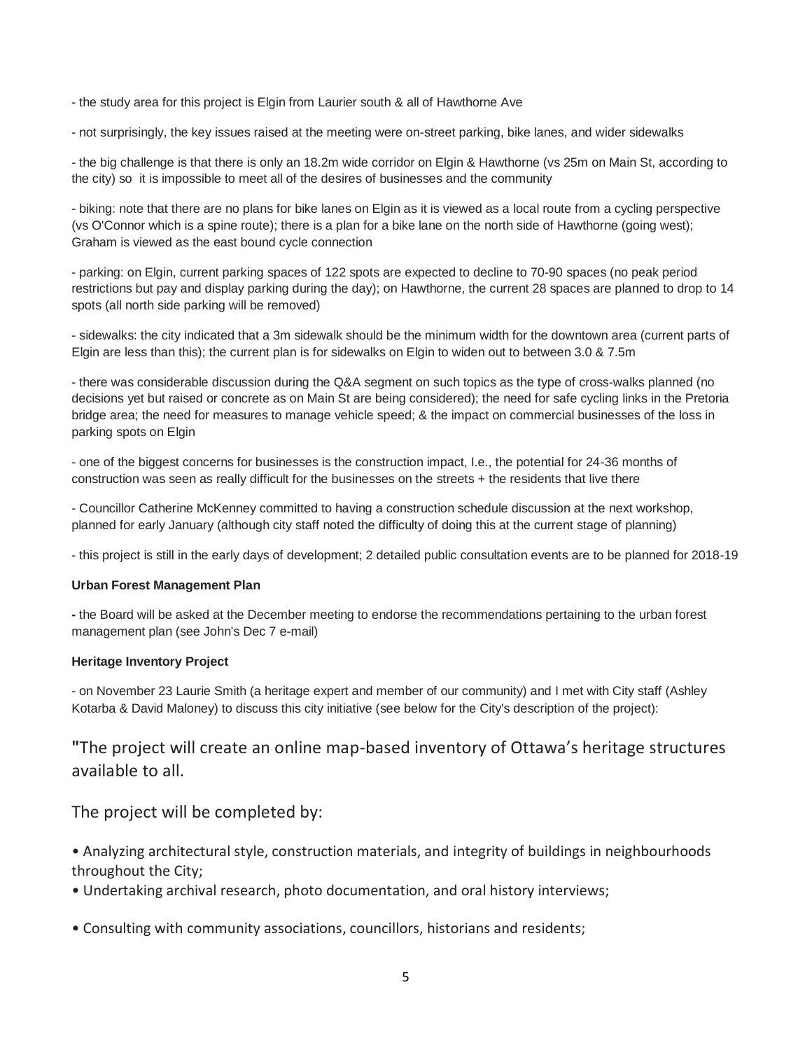- the study area for this project is Elgin from Laurier south & all of Hawthorne Ave

- not surprisingly, the key issues raised at the meeting were on-street parking, bike lanes, and wider sidewalks

- the big challenge is that there is only an 18.2m wide corridor on Elgin & Hawthorne (vs 25m on Main St, according to the city) so it is impossible to meet all of the desires of businesses and the community

- biking: note that there are no plans for bike lanes on Elgin as it is viewed as a local route from a cycling perspective (vs O'Connor which is a spine route); there is a plan for a bike lane on the north side of Hawthorne (going west); Graham is viewed as the east bound cycle connection

- parking: on Elgin, current parking spaces of 122 spots are expected to decline to 70-90 spaces (no peak period restrictions but pay and display parking during the day); on Hawthorne, the current 28 spaces are planned to drop to 14 spots (all north side parking will be removed)

- sidewalks: the city indicated that a 3m sidewalk should be the minimum width for the downtown area (current parts of Elgin are less than this); the current plan is for sidewalks on Elgin to widen out to between 3.0 & 7.5m

- there was considerable discussion during the Q&A segment on such topics as the type of cross-walks planned (no decisions yet but raised or concrete as on Main St are being considered); the need for safe cycling links in the Pretoria bridge area; the need for measures to manage vehicle speed; & the impact on commercial businesses of the loss in parking spots on Elgin

- one of the biggest concerns for businesses is the construction impact, I.e., the potential for 24-36 months of construction was seen as really difficult for the businesses on the streets + the residents that live there

- Councillor Catherine McKenney committed to having a construction schedule discussion at the next workshop, planned for early January (although city staff noted the difficulty of doing this at the current stage of planning)

- this project is still in the early days of development; 2 detailed public consultation events are to be planned for 2018-19

**Urban Forest Management Plan**

**-** the Board will be asked at the December meeting to endorse the recommendations pertaining to the urban forest management plan (see John's Dec 7 e-mail)

**Heritage Inventory Project**

- on November 23 Laurie Smith (a heritage expert and member of our community) and I met with City staff (Ashley Kotarba & David Maloney) to discuss this city initiative (see below for the City's description of the project):

"The project will create an online map-based inventory of Ottawa's heritage structures available to all.

The project will be completed by:

• Analyzing architectural style, construction materials, and integrity of buildings in neighbourhoods throughout the City;
• Undertaking archival research, photo documentation, and oral history interviews;

• Consulting with community associations, councillors, historians and residents;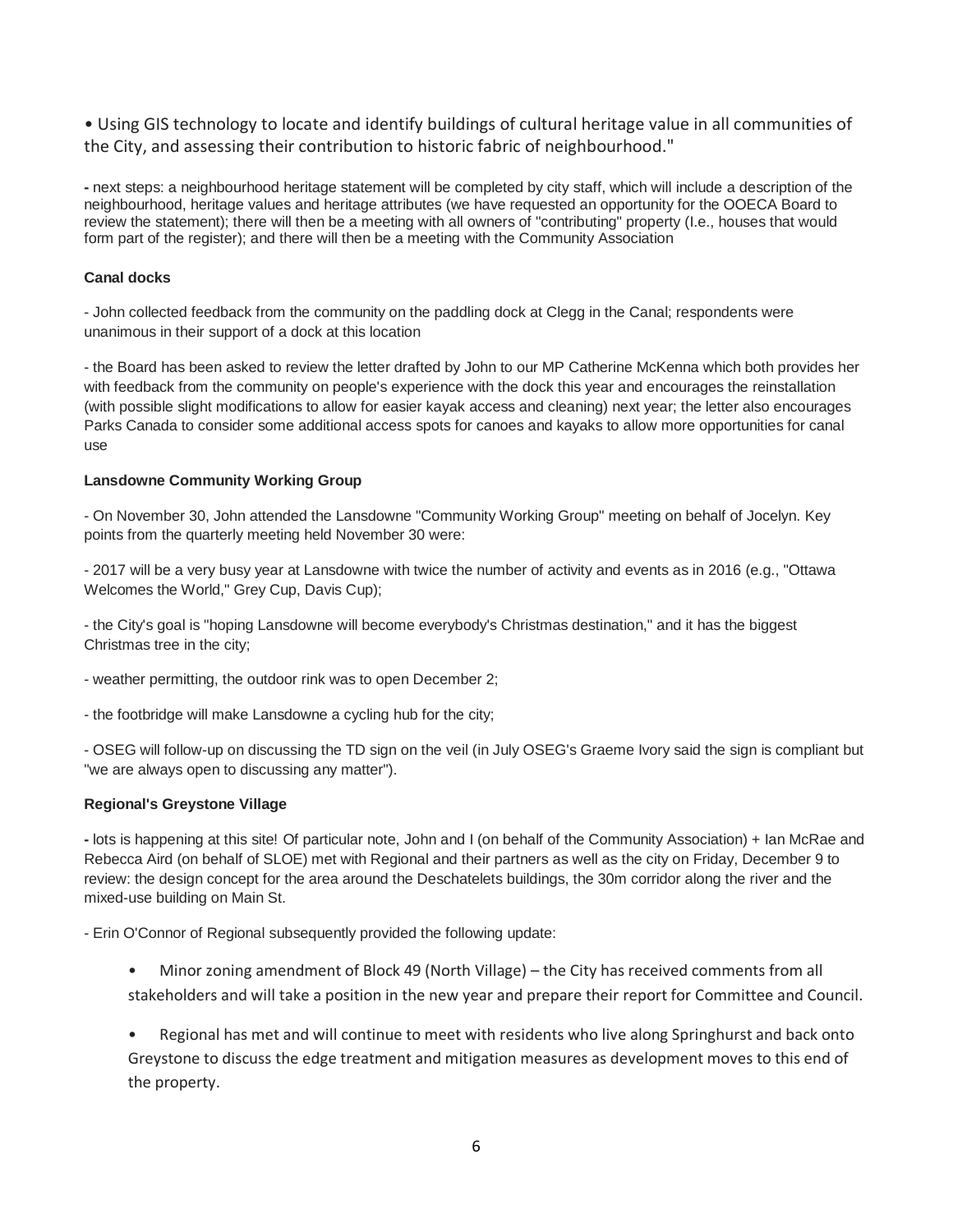• Using GIS technology to locate and identify buildings of cultural heritage value in all communities of the City, and assessing their contribution to historic fabric of neighbourhood."

- next steps: a neighbourhood heritage statement will be completed by city staff, which will include a description of the neighbourhood, heritage values and heritage attributes (we have requested an opportunity for the OOECA Board to review the statement); there will then be a meeting with all owners of "contributing" property (I.e., houses that would form part of the register); and there will then be a meeting with the Community Association

**Canal docks**

- John collected feedback from the community on the paddling dock at Clegg in the Canal; respondents were unanimous in their support of a dock at this location

- the Board has been asked to review the letter drafted by John to our MP Catherine McKenna which both provides her with feedback from the community on people's experience with the dock this year and encourages the reinstallation (with possible slight modifications to allow for easier kayak access and cleaning) next year; the letter also encourages Parks Canada to consider some additional access spots for canoes and kayaks to allow more opportunities for canal use

**Lansdowne Community Working Group**

- On November 30, John attended the Lansdowne "Community Working Group" meeting on behalf of Jocelyn. Key points from the quarterly meeting held November 30 were:

- 2017 will be a very busy year at Lansdowne with twice the number of activity and events as in 2016 (e.g., "Ottawa Welcomes the World," Grey Cup, Davis Cup);

- the City's goal is "hoping Lansdowne will become everybody's Christmas destination," and it has the biggest Christmas tree in the city;

- weather permitting, the outdoor rink was to open December 2;

- the footbridge will make Lansdowne a cycling hub for the city;

- OSEG will follow-up on discussing the TD sign on the veil (in July OSEG's Graeme Ivory said the sign is compliant but "we are always open to discussing any matter").

**Regional's Greystone Village**

- lots is happening at this site! Of particular note, John and I (on behalf of the Community Association) + Ian McRae and Rebecca Aird (on behalf of SLOE) met with Regional and their partners as well as the city on Friday, December 9 to review: the design concept for the area around the Deschatelets buildings, the 30m corridor along the river and the mixed-use building on Main St.

- Erin O'Connor of Regional subsequently provided the following update:

- Minor zoning amendment of Block 49 (North Village) – the City has received comments from all stakeholders and will take a position in the new year and prepare their report for Committee and Council.

- Regional has met and will continue to meet with residents who live along Springhurst and back onto Greystone to discuss the edge treatment and mitigation measures as development moves to this end of the property.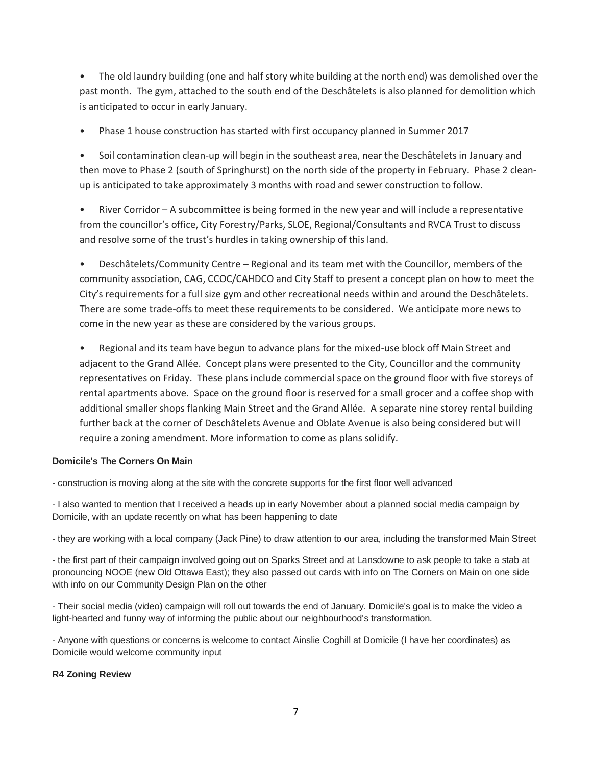- The old laundry building (one and half story white building at the north end) was demolished over the past month. The gym, attached to the south end of the Deschâtelets is also planned for demolition which is anticipated to occur in early January.

- Phase 1 house construction has started with first occupancy planned in Summer 2017

- Soil contamination clean-up will begin in the southeast area, near the Deschâtelets in January and then move to Phase 2 (south of Springhurst) on the north side of the property in February. Phase 2 clean-up is anticipated to take approximately 3 months with road and sewer construction to follow.

- River Corridor – A subcommittee is being formed in the new year and will include a representative from the councillor's office, City Forestry/Parks, SLOE, Regional/Consultants and RVCA Trust to discuss and resolve some of the trust's hurdles in taking ownership of this land.

- Deschâtelets/Community Centre – Regional and its team met with the Councillor, members of the community association, CAG, CCOC/CAHDCO and City Staff to present a concept plan on how to meet the City's requirements for a full size gym and other recreational needs within and around the Deschâtelets. There are some trade-offs to meet these requirements to be considered. We anticipate more news to come in the new year as these are considered by the various groups.

- Regional and its team have begun to advance plans for the mixed-use block off Main Street and adjacent to the Grand Allée. Concept plans were presented to the City, Councillor and the community representatives on Friday. These plans include commercial space on the ground floor with five storeys of rental apartments above. Space on the ground floor is reserved for a small grocer and a coffee shop with additional smaller shops flanking Main Street and the Grand Allée. A separate nine storey rental building further back at the corner of Deschâtelets Avenue and Oblate Avenue is also being considered but will require a zoning amendment. More information to come as plans solidify.

**Domicile's The Corners On Main**

- construction is moving along at the site with the concrete supports for the first floor well advanced

- I also wanted to mention that I received a heads up in early November about a planned social media campaign by Domicile, with an update recently on what has been happening to date

- they are working with a local company (Jack Pine) to draw attention to our area, including the transformed Main Street

- the first part of their campaign involved going out on Sparks Street and at Lansdowne to ask people to take a stab at pronouncing NOOE (new Old Ottawa East); they also passed out cards with info on The Corners on Main on one side with info on our Community Design Plan on the other

- Their social media (video) campaign will roll out towards the end of January. Domicile's goal is to make the video a light-hearted and funny way of informing the public about our neighbourhood's transformation.

- Anyone with questions or concerns is welcome to contact Ainslie Coghill at Domicile (I have her coordinates) as Domicile would welcome community input

**R4 Zoning Review**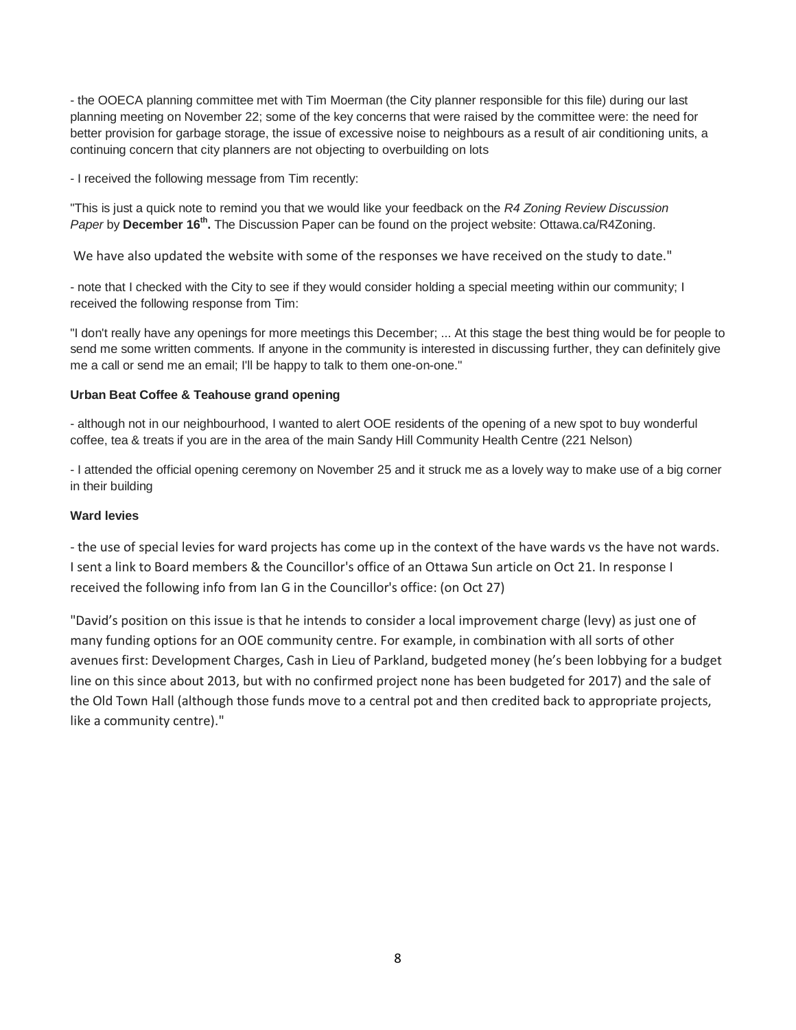- the OOECA planning committee met with Tim Moerman (the City planner responsible for this file) during our last planning meeting on November 22; some of the key concerns that were raised by the committee were: the need for better provision for garbage storage, the issue of excessive noise to neighbours as a result of air conditioning units, a continuing concern that city planners are not objecting to overbuilding on lots

- I received the following message from Tim recently:

"This is just a quick note to remind you that we would like your feedback on the *R4 Zoning Review Discussion Paper* by **December 16th.** The Discussion Paper can be found on the project website: Ottawa.ca/R4Zoning.

We have also updated the website with some of the responses we have received on the study to date."

- note that I checked with the City to see if they would consider holding a special meeting within our community; I received the following response from Tim:

"I don't really have any openings for more meetings this December; ... At this stage the best thing would be for people to send me some written comments. If anyone in the community is interested in discussing further, they can definitely give me a call or send me an email; I'll be happy to talk to them one-on-one."

**Urban Beat Coffee & Teahouse grand opening**

- although not in our neighbourhood, I wanted to alert OOE residents of the opening of a new spot to buy wonderful coffee, tea & treats if you are in the area of the main Sandy Hill Community Health Centre (221 Nelson)

- I attended the official opening ceremony on November 25 and it struck me as a lovely way to make use of a big corner in their building

**Ward levies**

- the use of special levies for ward projects has come up in the context of the have wards vs the have not wards. I sent a link to Board members & the Councillor's office of an Ottawa Sun article on Oct 21. In response I received the following info from Ian G in the Councillor's office: (on Oct 27)

"David's position on this issue is that he intends to consider a local improvement charge (levy) as just one of many funding options for an OOE community centre. For example, in combination with all sorts of other avenues first: Development Charges, Cash in Lieu of Parkland, budgeted money (he's been lobbying for a budget line on this since about 2013, but with no confirmed project none has been budgeted for 2017) and the sale of the Old Town Hall (although those funds move to a central pot and then credited back to appropriate projects, like a community centre)."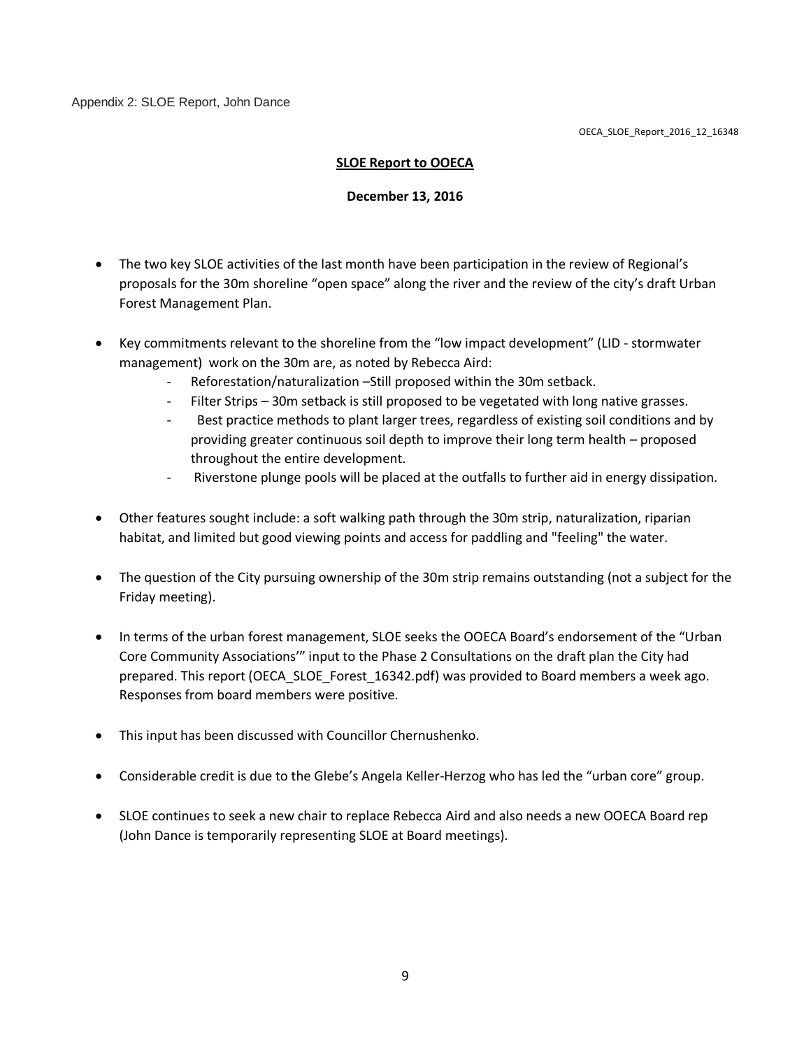Appendix 2: SLOE Report, John Dance

OECA_SLOE_Report_2016_12_16348

**SLOE Report to OOECA**

**December 13, 2016**

- The two key SLOE activities of the last month have been participation in the review of Regional's proposals for the 30m shoreline "open space" along the river and the review of the city's draft Urban Forest Management Plan.
- Key commitments relevant to the shoreline from the "low impact development" (LID - stormwater management) work on the 30m are, as noted by Rebecca Aird:
  - Reforestation/naturalization –Still proposed within the 30m setback.
  - Filter Strips – 30m setback is still proposed to be vegetated with long native grasses.
  - Best practice methods to plant larger trees, regardless of existing soil conditions and by providing greater continuous soil depth to improve their long term health – proposed throughout the entire development.
  - Riverstone plunge pools will be placed at the outfalls to further aid in energy dissipation.
- Other features sought include: a soft walking path through the 30m strip, naturalization, riparian habitat, and limited but good viewing points and access for paddling and "feeling" the water.
- The question of the City pursuing ownership of the 30m strip remains outstanding (not a subject for the Friday meeting).
- In terms of the urban forest management, SLOE seeks the OOECA Board's endorsement of the "Urban Core Community Associations'" input to the Phase 2 Consultations on the draft plan the City had prepared. This report (OECA_SLOE_Forest_16342.pdf) was provided to Board members a week ago. Responses from board members were positive.
- This input has been discussed with Councillor Chernushenko.
- Considerable credit is due to the Glebe's Angela Keller-Herzog who has led the "urban core" group.
- SLOE continues to seek a new chair to replace Rebecca Aird and also needs a new OOECA Board rep (John Dance is temporarily representing SLOE at Board meetings).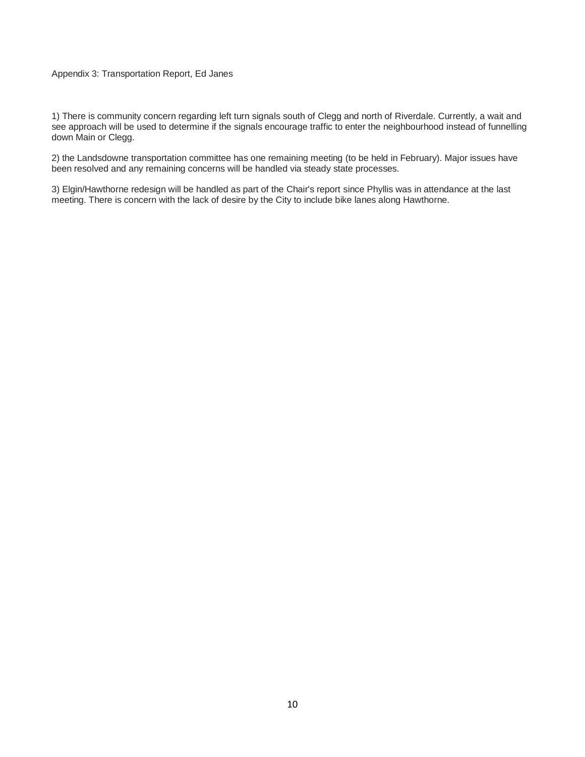Appendix 3: Transportation Report, Ed Janes

1) There is community concern regarding left turn signals south of Clegg and north of Riverdale. Currently, a wait and see approach will be used to determine if the signals encourage traffic to enter the neighbourhood instead of funnelling down Main or Clegg.

2) the Landsdowne transportation committee has one remaining meeting (to be held in February). Major issues have been resolved and any remaining concerns will be handled via steady state processes.

3) Elgin/Hawthorne redesign will be handled as part of the Chair's report since Phyllis was in attendance at the last meeting. There is concern with the lack of desire by the City to include bike lanes along Hawthorne.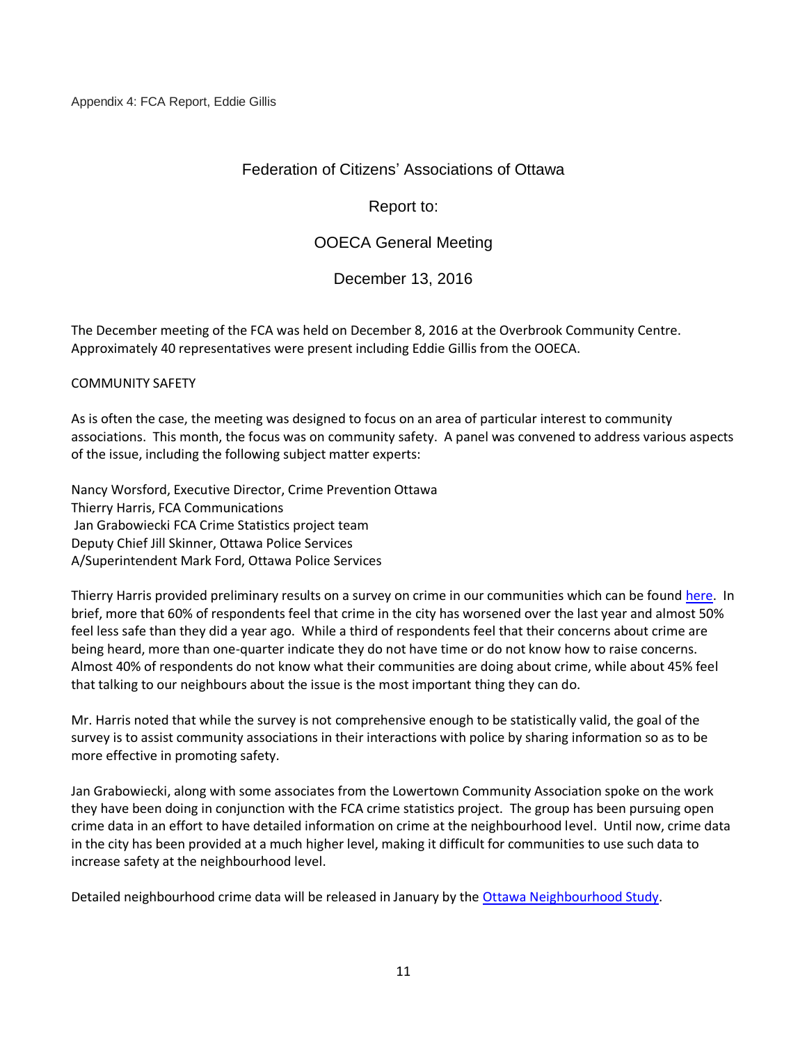Appendix 4: FCA Report, Eddie Gillis

# Federation of Citizens' Associations of Ottawa

## Report to:

## OOECA General Meeting

## December 13, 2016

The December meeting of the FCA was held on December 8, 2016 at the Overbrook Community Centre. Approximately 40 representatives were present including Eddie Gillis from the OOECA.

### COMMUNITY SAFETY

As is often the case, the meeting was designed to focus on an area of particular interest to community associations. This month, the focus was on community safety. A panel was convened to address various aspects of the issue, including the following subject matter experts:

Nancy Worsford, Executive Director, Crime Prevention Ottawa
Thierry Harris, FCA Communications
Jan Grabowiecki FCA Crime Statistics project team
Deputy Chief Jill Skinner, Ottawa Police Services
A/Superintendent Mark Ford, Ottawa Police Services

Thierry Harris provided preliminary results on a survey on crime in our communities which can be found here. In brief, more that 60% of respondents feel that crime in the city has worsened over the last year and almost 50% feel less safe than they did a year ago. While a third of respondents feel that their concerns about crime are being heard, more than one-quarter indicate they do not have time or do not know how to raise concerns. Almost 40% of respondents do not know what their communities are doing about crime, while about 45% feel that talking to our neighbours about the issue is the most important thing they can do.

Mr. Harris noted that while the survey is not comprehensive enough to be statistically valid, the goal of the survey is to assist community associations in their interactions with police by sharing information so as to be more effective in promoting safety.

Jan Grabowiecki, along with some associates from the Lowertown Community Association spoke on the work they have been doing in conjunction with the FCA crime statistics project. The group has been pursuing open crime data in an effort to have detailed information on crime at the neighbourhood level. Until now, crime data in the city has been provided at a much higher level, making it difficult for communities to use such data to increase safety at the neighbourhood level.

Detailed neighbourhood crime data will be released in January by the Ottawa Neighbourhood Study.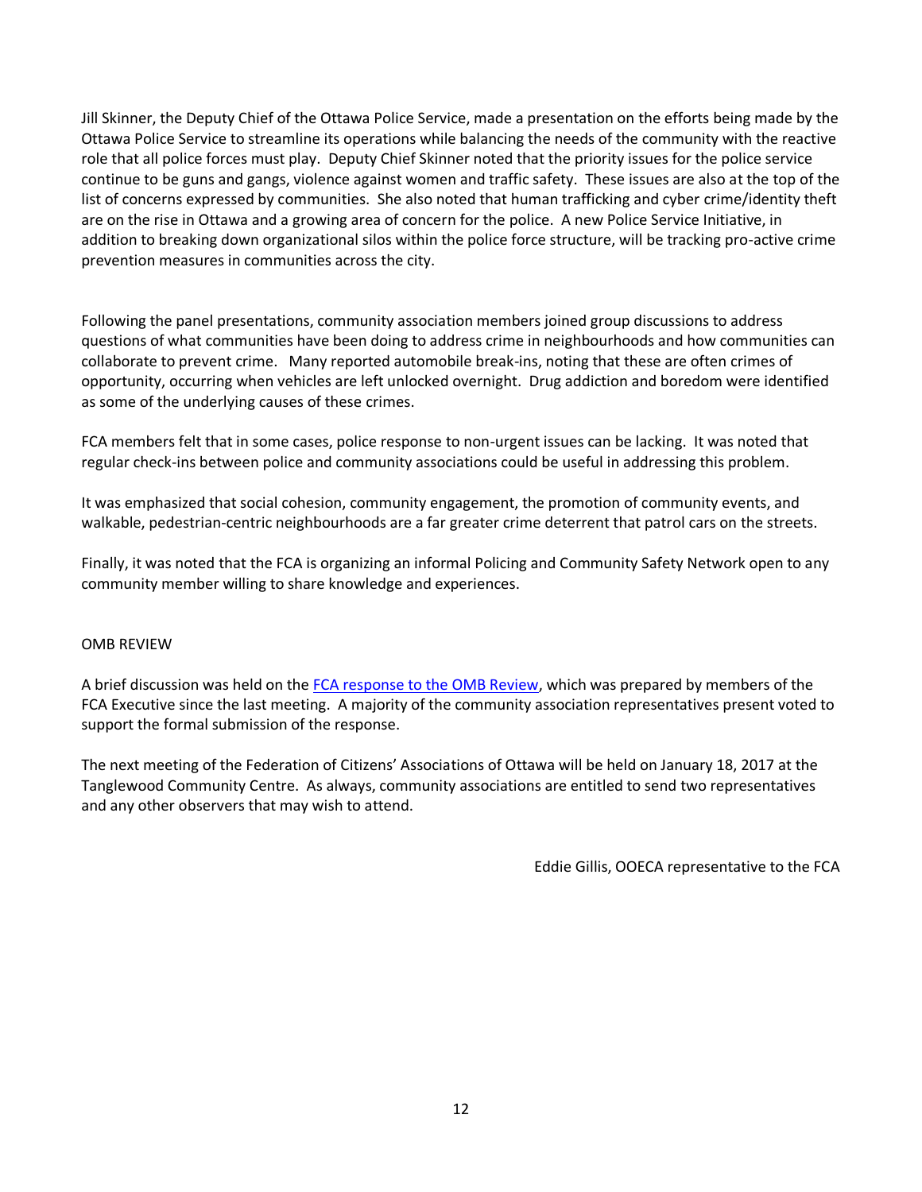Jill Skinner, the Deputy Chief of the Ottawa Police Service, made a presentation on the efforts being made by the Ottawa Police Service to streamline its operations while balancing the needs of the community with the reactive role that all police forces must play. Deputy Chief Skinner noted that the priority issues for the police service continue to be guns and gangs, violence against women and traffic safety. These issues are also at the top of the list of concerns expressed by communities. She also noted that human trafficking and cyber crime/identity theft are on the rise in Ottawa and a growing area of concern for the police. A new Police Service Initiative, in addition to breaking down organizational silos within the police force structure, will be tracking pro-active crime prevention measures in communities across the city.

Following the panel presentations, community association members joined group discussions to address questions of what communities have been doing to address crime in neighbourhoods and how communities can collaborate to prevent crime. Many reported automobile break-ins, noting that these are often crimes of opportunity, occurring when vehicles are left unlocked overnight. Drug addiction and boredom were identified as some of the underlying causes of these crimes.

FCA members felt that in some cases, police response to non-urgent issues can be lacking. It was noted that regular check-ins between police and community associations could be useful in addressing this problem.

It was emphasized that social cohesion, community engagement, the promotion of community events, and walkable, pedestrian-centric neighbourhoods are a far greater crime deterrent that patrol cars on the streets.

Finally, it was noted that the FCA is organizing an informal Policing and Community Safety Network open to any community member willing to share knowledge and experiences.

OMB REVIEW

A brief discussion was held on the FCA response to the OMB Review, which was prepared by members of the FCA Executive since the last meeting. A majority of the community association representatives present voted to support the formal submission of the response.

The next meeting of the Federation of Citizens' Associations of Ottawa will be held on January 18, 2017 at the Tanglewood Community Centre. As always, community associations are entitled to send two representatives and any other observers that may wish to attend.

Eddie Gillis, OOECA representative to the FCA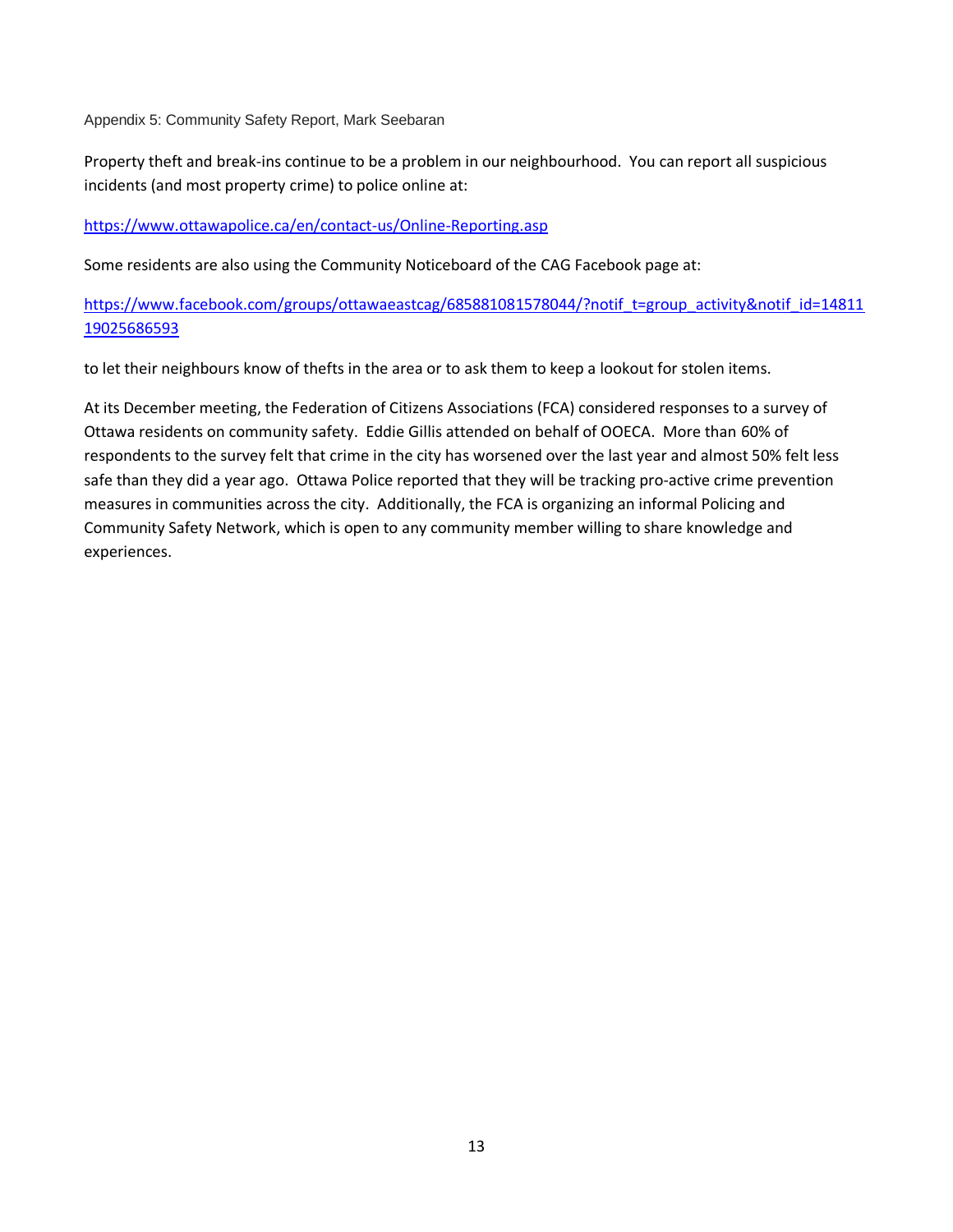Appendix 5: Community Safety Report, Mark Seebaran

Property theft and break-ins continue to be a problem in our neighbourhood. You can report all suspicious incidents (and most property crime) to police online at:

https://www.ottawapolice.ca/en/contact-us/Online-Reporting.asp

Some residents are also using the Community Noticeboard of the CAG Facebook page at:

https://www.facebook.com/groups/ottawaeastcag/685881081578044/?notif_t=group_activity&notif_id=1481119025686593

to let their neighbours know of thefts in the area or to ask them to keep a lookout for stolen items.

At its December meeting, the Federation of Citizens Associations (FCA) considered responses to a survey of Ottawa residents on community safety. Eddie Gillis attended on behalf of OOECA. More than 60% of respondents to the survey felt that crime in the city has worsened over the last year and almost 50% felt less safe than they did a year ago. Ottawa Police reported that they will be tracking pro-active crime prevention measures in communities across the city. Additionally, the FCA is organizing an informal Policing and Community Safety Network, which is open to any community member willing to share knowledge and experiences.